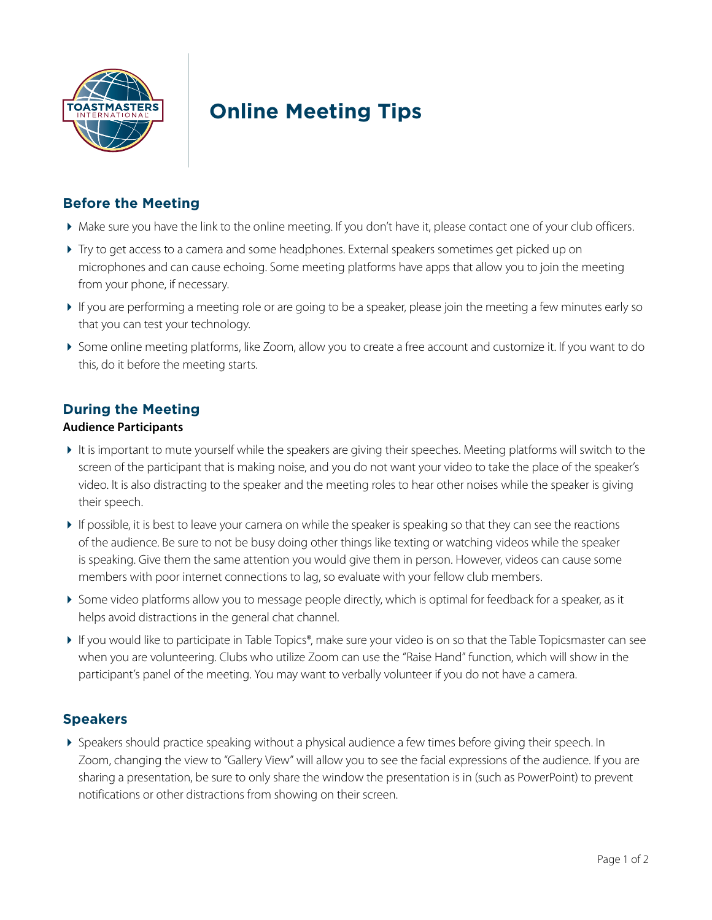# Online Meeting Tips

## Before the Meeting

- Make sure you have the link to the online meeting. If you don't have it, please contact one of your club officers.
- Try to get access to a camera and some headphones. External speakers sometimes get picked up on microphones and can cause echoing. Some meeting platforms have apps that allow you to join the meeting from your phone, if necessary.
- If you are performing a meeting role or are going to be a speaker, please join the meeting a few minutes early so that you can test your technology.
- Some online meeting platforms, like Zoom, allow you to create a free account and customize it. If you want to do this, do it before the meeting starts.

## During the Meeting

### Audience Participants

- It is important to mute yourself while the speakers are giving their speeches. Meeting platforms will switch to the screen of the participant that is making noise, and you do not want your video to take the place of the speaker's video. It is also distracting to the speaker and the meeting roles to hear other noises while the speaker is giving their speech.
- If possible, it is best to leave your camera on while the speaker is speaking so that they can see the reactions of the audience. Be sure to not be busy doing other things like texting or watching videos while the speaker is speaking. Give them the same attention you would give them in person. However, videos can cause some members with poor internet connections to lag, so evaluate with your fellow club members.
- Some video platforms allow you to message people directly, which is optimal for feedback for a speaker, as it helps avoid distractions in the general chat channel.
- If you would like to participate in Table Topics®, make sure your video is on so that the Table Topicsmaster can see when you are volunteering. Clubs who utilize Zoom can use the "Raise Hand" function, which will show in the participant's panel of the meeting. You may want to verbally volunteer if you do not have a camera.

## Speakers

- Speakers should practice speaking without a physical audience a few times before giving their speech. In Zoom, changing the view to "Gallery View" will allow you to see the facial expressions of the audience. If you are sharing a presentation, be sure to only share the window the presentation is in (such as PowerPoint) to prevent notifications or other distractions from showing on their screen.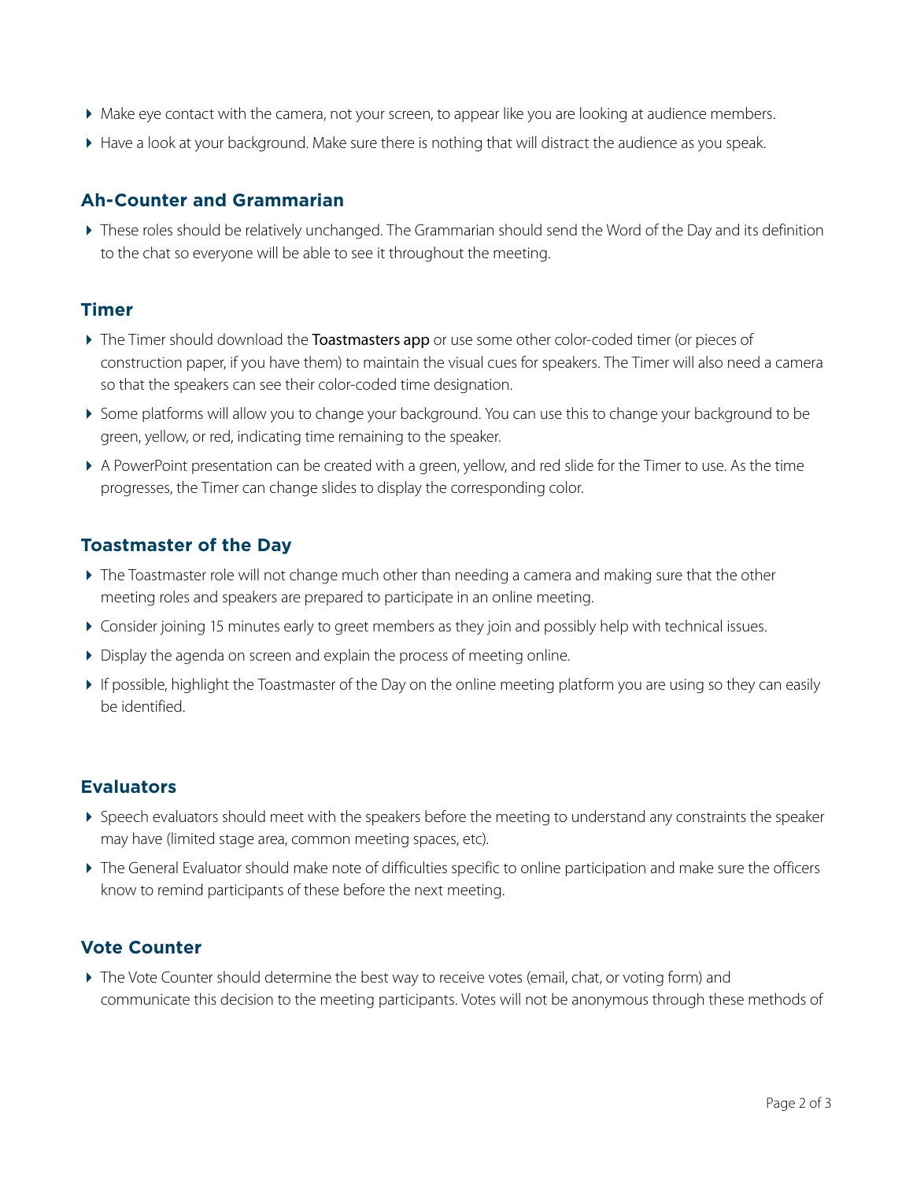- Make eye contact with the camera, not your screen, to appear like you are looking at audience members.
- Have a look at your background. Make sure there is nothing that will distract the audience as you speak.

### Ah-Counter and Grammarian

- These roles should be relatively unchanged. The Grammarian should send the Word of the Day and its definition to the chat so everyone will be able to see it throughout the meeting.

### Timer

- The Timer should download the Toastmasters app or use some other color-coded timer (or pieces of construction paper, if you have them) to maintain the visual cues for speakers. The Timer will also need a camera so that the speakers can see their color-coded time designation.
- Some platforms will allow you to change your background. You can use this to change your background to be green, yellow, or red, indicating time remaining to the speaker.
- A PowerPoint presentation can be created with a green, yellow, and red slide for the Timer to use. As the time progresses, the Timer can change slides to display the corresponding color.

### Toastmaster of the Day

- The Toastmaster role will not change much other than needing a camera and making sure that the other meeting roles and speakers are prepared to participate in an online meeting.
- Consider joining 15 minutes early to greet members as they join and possibly help with technical issues.
- Display the agenda on screen and explain the process of meeting online.
- If possible, highlight the Toastmaster of the Day on the online meeting platform you are using so they can easily be identified.

### Evaluators

- Speech evaluators should meet with the speakers before the meeting to understand any constraints the speaker may have (limited stage area, common meeting spaces, etc).
- The General Evaluator should make note of difficulties specific to online participation and make sure the officers know to remind participants of these before the next meeting.

### Vote Counter

- The Vote Counter should determine the best way to receive votes (email, chat, or voting form) and communicate this decision to the meeting participants. Votes will not be anonymous through these methods of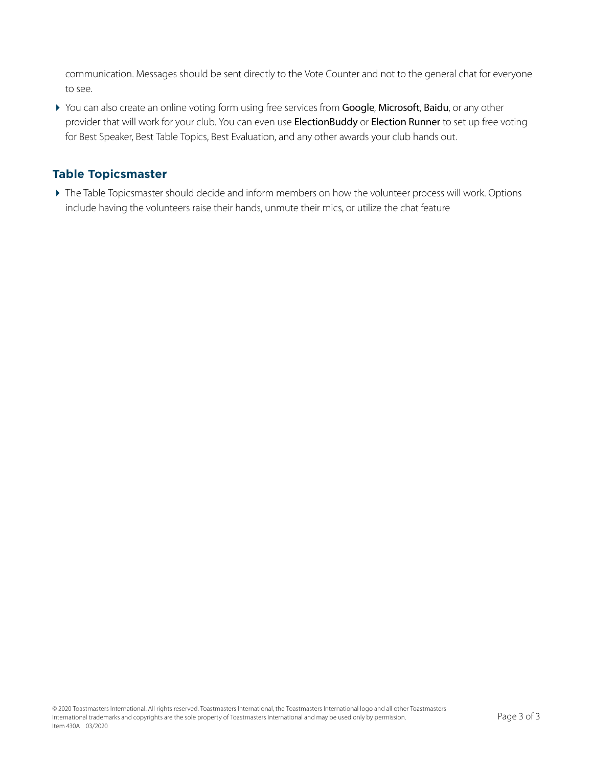communication. Messages should be sent directly to the Vote Counter and not to the general chat for everyone to see.

- You can also create an online voting form using free services from Google, Microsoft, Baidu, or any other provider that will work for your club. You can even use ElectionBuddy or Election Runner to set up free voting for Best Speaker, Best Table Topics, Best Evaluation, and any other awards your club hands out.

## Table Topicsmaster

- The Table Topicsmaster should decide and inform members on how the volunteer process will work. Options include having the volunteers raise their hands, unmute their mics, or utilize the chat feature

© 2020 Toastmasters International. All rights reserved. Toastmasters International, the Toastmasters International logo and all other Toastmasters International trademarks and copyrights are the sole property of Toastmasters International and may be used only by permission.
Item 430A 03/2020